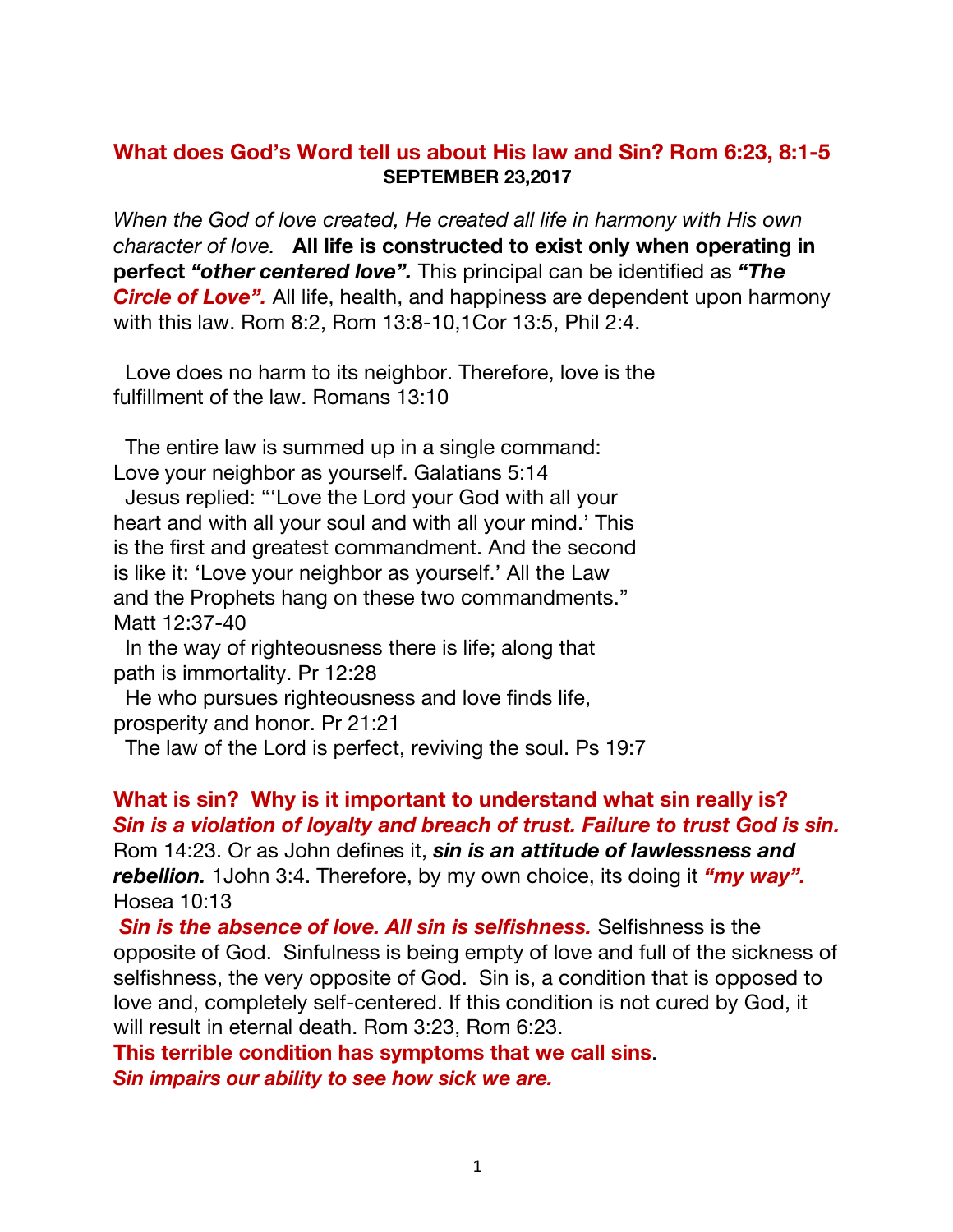## What does God's Word tell us about His law and Sin? Rom 6:23, 8:1-5

**SEPTEMBER 23,2017**

*When the God of love created, He created all life in harmony with His own character of love.* **All life is constructed to exist only when operating in perfect *"other centered love".*** This principal can be identified as ***"The Circle of Love".*** All life, health, and happiness are dependent upon harmony with this law. Rom 8:2, Rom 13:8-10,1Cor 13:5, Phil 2:4.

Love does no harm to its neighbor. Therefore, love is the fulfillment of the law. Romans 13:10

The entire law is summed up in a single command: Love your neighbor as yourself. Galatians 5:14

Jesus replied: "'Love the Lord your God with all your heart and with all your soul and with all your mind.' This is the first and greatest commandment. And the second is like it: 'Love your neighbor as yourself.' All the Law and the Prophets hang on these two commandments." Matt 12:37-40

In the way of righteousness there is life; along that path is immortality. Pr 12:28

He who pursues righteousness and love finds life, prosperity and honor. Pr 21:21

The law of the Lord is perfect, reviving the soul. Ps 19:7

### What is sin? Why is it important to understand what sin really is?

***Sin is a violation of loyalty and breach of trust. Failure to trust God is sin.*** Rom 14:23. Or as John defines it, ***sin is an attitude of lawlessness and rebellion.*** 1John 3:4. Therefore, by my own choice, its doing it ***"my way".*** Hosea 10:13

***Sin is the absence of love. All sin is selfishness.*** Selfishness is the opposite of God. Sinfulness is being empty of love and full of the sickness of selfishness, the very opposite of God. Sin is, a condition that is opposed to love and, completely self-centered. If this condition is not cured by God, it will result in eternal death. Rom 3:23, Rom 6:23.

**This terrible condition has symptoms that we call sins**.

***Sin impairs our ability to see how sick we are.***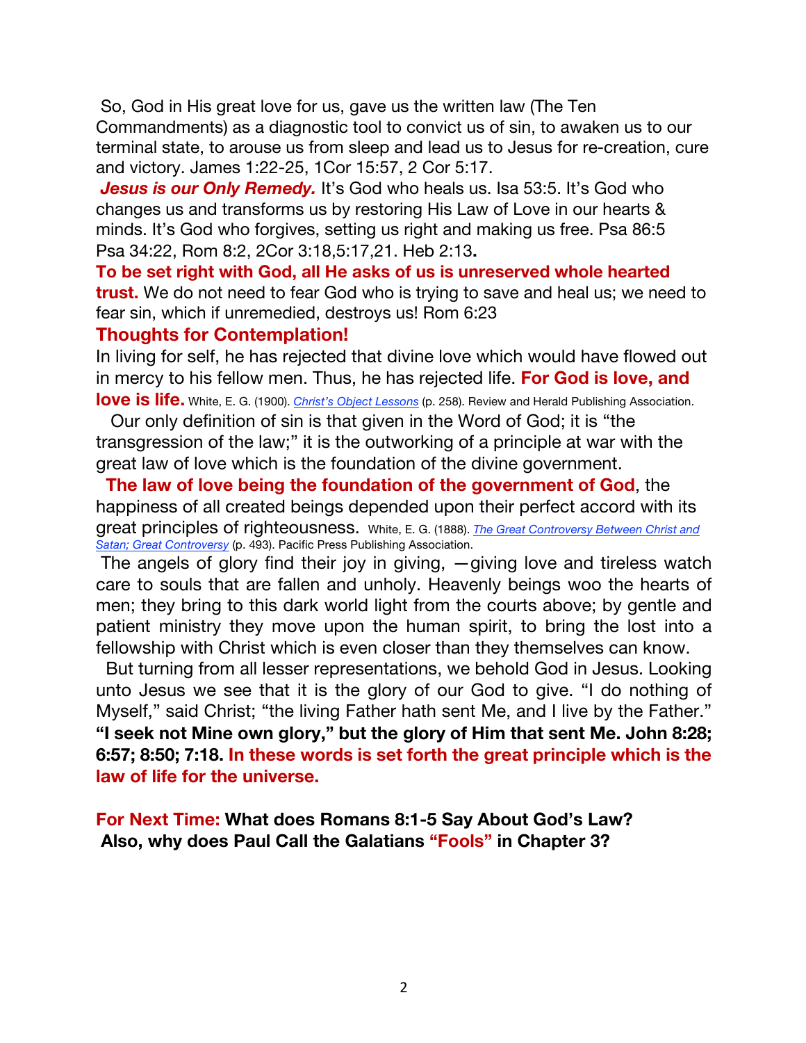So, God in His great love for us, gave us the written law (The Ten Commandments) as a diagnostic tool to convict us of sin, to awaken us to our terminal state, to arouse us from sleep and lead us to Jesus for re-creation, cure and victory. James 1:22-25, 1Cor 15:57, 2 Cor 5:17.

***Jesus is our Only Remedy.*** It's God who heals us. Isa 53:5. It's God who changes us and transforms us by restoring His Law of Love in our hearts & minds. It's God who forgives, setting us right and making us free. Psa 86:5 Psa 34:22, Rom 8:2, 2Cor 3:18,5:17,21. Heb 2:13**.**

**To be set right with God, all He asks of us is unreserved whole hearted trust.** We do not need to fear God who is trying to save and heal us; we need to fear sin, which if unremedied, destroys us! Rom 6:23

**Thoughts for Contemplation!**

In living for self, he has rejected that divine love which would have flowed out in mercy to his fellow men. Thus, he has rejected life. **For God is love, and love is life.** White, E. G. (1900). *Christ's Object Lessons* (p. 258). Review and Herald Publishing Association.

Our only definition of sin is that given in the Word of God; it is "the transgression of the law;" it is the outworking of a principle at war with the great law of love which is the foundation of the divine government.

**The law of love being the foundation of the government of God**, the happiness of all created beings depended upon their perfect accord with its great principles of righteousness. White, E. G. (1888). *The Great Controversy Between Christ and Satan; Great Controversy* (p. 493). Pacific Press Publishing Association.

The angels of glory find their joy in giving, —giving love and tireless watch care to souls that are fallen and unholy. Heavenly beings woo the hearts of men; they bring to this dark world light from the courts above; by gentle and patient ministry they move upon the human spirit, to bring the lost into a fellowship with Christ which is even closer than they themselves can know.

But turning from all lesser representations, we behold God in Jesus. Looking unto Jesus we see that it is the glory of our God to give. "I do nothing of Myself," said Christ; "the living Father hath sent Me, and I live by the Father." **"I seek not Mine own glory," but the glory of Him that sent Me. John 8:28; 6:57; 8:50; 7:18. In these words is set forth the great principle which is the law of life for the universe.**

**For Next Time: What does Romans 8:1-5 Say About God's Law? Also, why does Paul Call the Galatians "Fools" in Chapter 3?**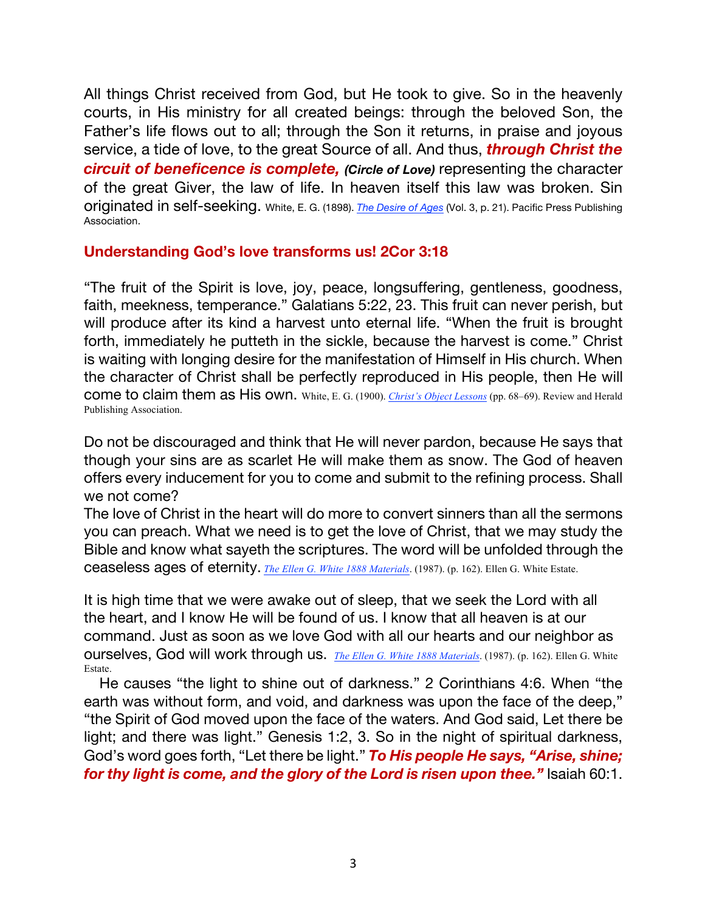All things Christ received from God, but He took to give. So in the heavenly courts, in His ministry for all created beings: through the beloved Son, the Father's life flows out to all; through the Son it returns, in praise and joyous service, a tide of love, to the great Source of all. And thus, ***through Christ the circuit of beneficence is complete,*** ***(Circle of Love)*** representing the character of the great Giver, the law of life. In heaven itself this law was broken. Sin originated in self-seeking. White, E. G. (1898). *The Desire of Ages* (Vol. 3, p. 21). Pacific Press Publishing Association.

**Understanding God's love transforms us! 2Cor 3:18**

"The fruit of the Spirit is love, joy, peace, longsuffering, gentleness, goodness, faith, meekness, temperance." Galatians 5:22, 23. This fruit can never perish, but will produce after its kind a harvest unto eternal life. "When the fruit is brought forth, immediately he putteth in the sickle, because the harvest is come." Christ is waiting with longing desire for the manifestation of Himself in His church. When the character of Christ shall be perfectly reproduced in His people, then He will come to claim them as His own. White, E. G. (1900). *Christ's Object Lessons* (pp. 68–69). Review and Herald Publishing Association.

Do not be discouraged and think that He will never pardon, because He says that though your sins are as scarlet He will make them as snow. The God of heaven offers every inducement for you to come and submit to the refining process. Shall we not come?

The love of Christ in the heart will do more to convert sinners than all the sermons you can preach. What we need is to get the love of Christ, that we may study the Bible and know what sayeth the scriptures. The word will be unfolded through the ceaseless ages of eternity. *The Ellen G. White 1888 Materials*. (1987). (p. 162). Ellen G. White Estate.

It is high time that we were awake out of sleep, that we seek the Lord with all the heart, and I know He will be found of us. I know that all heaven is at our command. Just as soon as we love God with all our hearts and our neighbor as ourselves, God will work through us. *The Ellen G. White 1888 Materials*. (1987). (p. 162). Ellen G. White Estate.

He causes "the light to shine out of darkness." 2 Corinthians 4:6. When "the earth was without form, and void, and darkness was upon the face of the deep," "the Spirit of God moved upon the face of the waters. And God said, Let there be light; and there was light." Genesis 1:2, 3. So in the night of spiritual darkness, God's word goes forth, "Let there be light." ***To His people He says, "Arise, shine; for thy light is come, and the glory of the Lord is risen upon thee."*** Isaiah 60:1.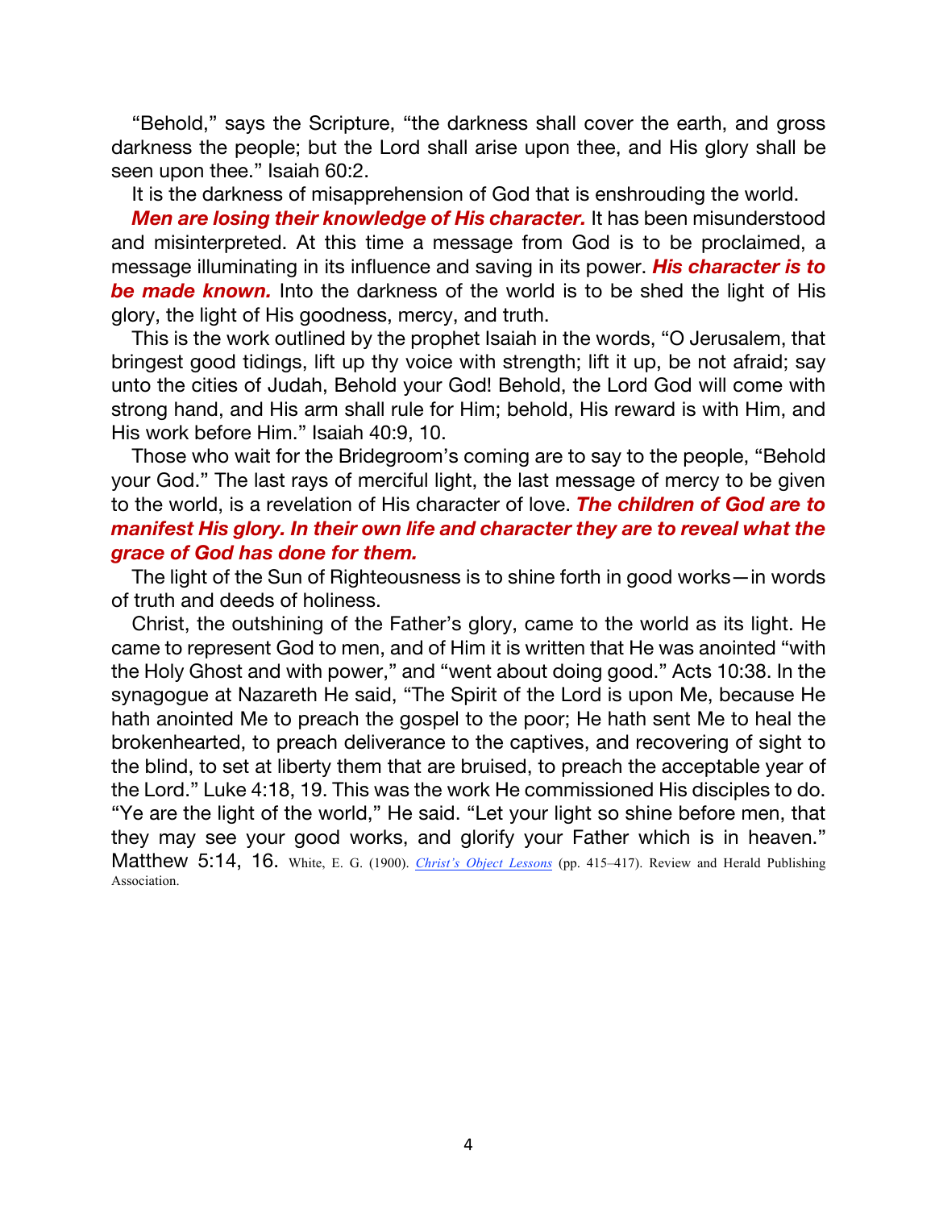"Behold," says the Scripture, "the darkness shall cover the earth, and gross darkness the people; but the Lord shall arise upon thee, and His glory shall be seen upon thee." Isaiah 60:2.

It is the darkness of misapprehension of God that is enshrouding the world. ***Men are losing their knowledge of His character.*** It has been misunderstood and misinterpreted. At this time a message from God is to be proclaimed, a message illuminating in its influence and saving in its power. ***His character is to be made known.*** Into the darkness of the world is to be shed the light of His glory, the light of His goodness, mercy, and truth.

This is the work outlined by the prophet Isaiah in the words, "O Jerusalem, that bringest good tidings, lift up thy voice with strength; lift it up, be not afraid; say unto the cities of Judah, Behold your God! Behold, the Lord God will come with strong hand, and His arm shall rule for Him; behold, His reward is with Him, and His work before Him." Isaiah 40:9, 10.

Those who wait for the Bridegroom's coming are to say to the people, "Behold your God." The last rays of merciful light, the last message of mercy to be given to the world, is a revelation of His character of love. ***The children of God are to manifest His glory. In their own life and character they are to reveal what the grace of God has done for them.***

The light of the Sun of Righteousness is to shine forth in good works—in words of truth and deeds of holiness.

Christ, the outshining of the Father's glory, came to the world as its light. He came to represent God to men, and of Him it is written that He was anointed "with the Holy Ghost and with power," and "went about doing good." Acts 10:38. In the synagogue at Nazareth He said, "The Spirit of the Lord is upon Me, because He hath anointed Me to preach the gospel to the poor; He hath sent Me to heal the brokenhearted, to preach deliverance to the captives, and recovering of sight to the blind, to set at liberty them that are bruised, to preach the acceptable year of the Lord." Luke 4:18, 19. This was the work He commissioned His disciples to do. "Ye are the light of the world," He said. "Let your light so shine before men, that they may see your good works, and glorify your Father which is in heaven." Matthew 5:14, 16. White, E. G. (1900). *Christ's Object Lessons* (pp. 415–417). Review and Herald Publishing Association.